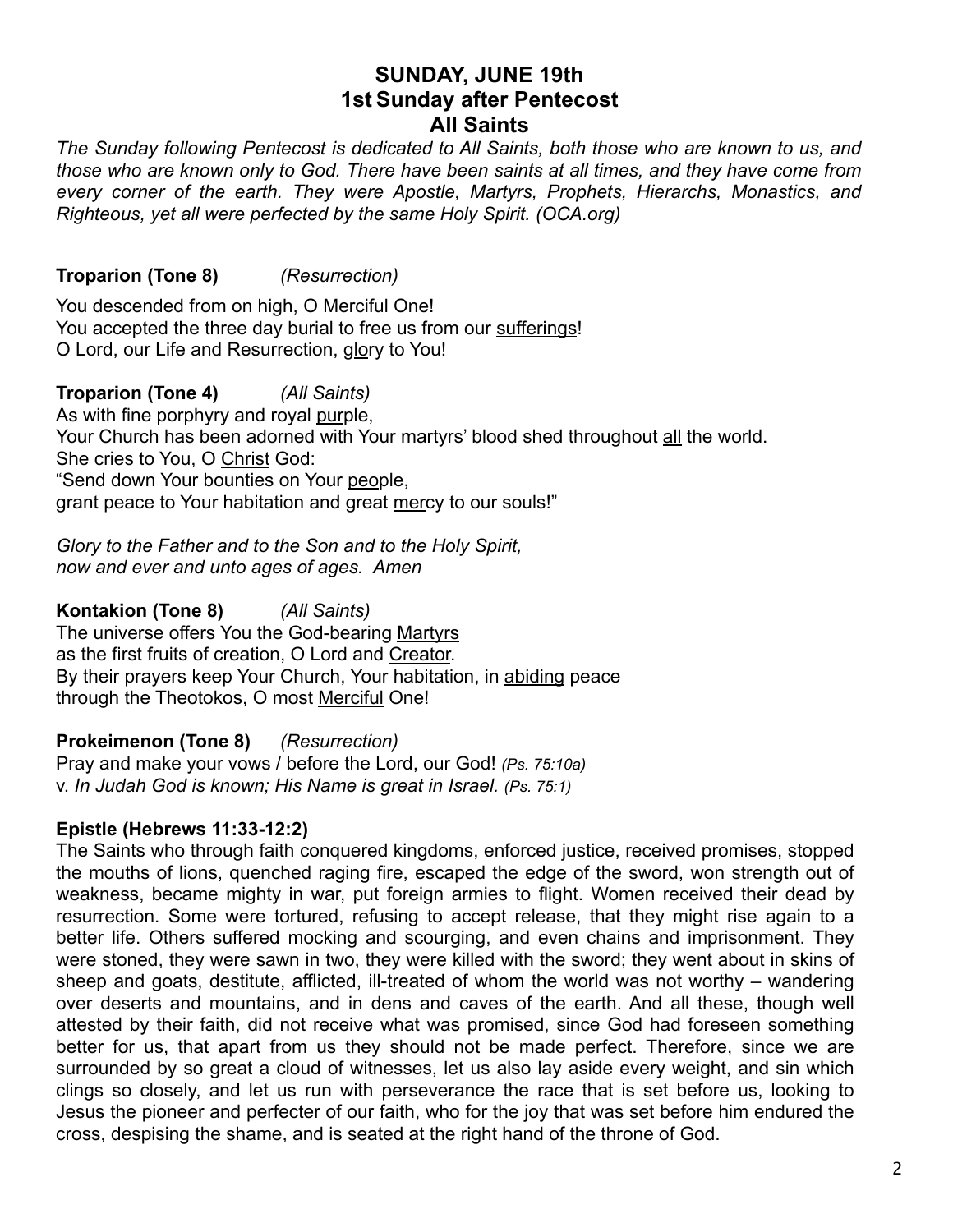# SUNDAY, JUNE 19th
## 1st Sunday after Pentecost
## All Saints

*The Sunday following Pentecost is dedicated to All Saints, both those who are known to us, and those who are known only to God. There have been saints at all times, and they have come from every corner of the earth. They were Apostle, Martyrs, Prophets, Hierarchs, Monastics, and Righteous, yet all were perfected by the same Holy Spirit. (OCA.org)*

**Troparion (Tone 8)** *(Resurrection)*

You descended from on high, O Merciful One!
You accepted the three day burial to free us from our <u>sufferings</u>!
O Lord, our Life and Resurrection, <u>glo</u>ry to You!

**Troparion (Tone 4)** *(All Saints)*
As with fine porphyry and royal <u>pur</u>ple,
Your Church has been adorned with Your martyrs' blood shed throughout <u>all</u> the world.
She cries to You, O <u>Christ</u> God:
"Send down Your bounties on Your <u>peo</u>ple,
grant peace to Your habitation and great <u>mer</u>cy to our souls!"

*Glory to the Father and to the Son and to the Holy Spirit,*
*now and ever and unto ages of ages. Amen*

**Kontakion (Tone 8)** *(All Saints)*
The universe offers You the God-bearing <u>Martyrs</u>
as the first fruits of creation, O Lord and <u>Creator</u>.
By their prayers keep Your Church, Your habitation, in <u>abiding</u> peace
through the Theotokos, O most <u>Merciful</u> One!

**Prokeimenon (Tone 8)** *(Resurrection)*
Pray and make your vows / before the Lord, our God! *(Ps. 75:10a)*
v. *In Judah God is known; His Name is great in Israel. (Ps. 75:1)*

**Epistle (Hebrews 11:33-12:2)**
The Saints who through faith conquered kingdoms, enforced justice, received promises, stopped the mouths of lions, quenched raging fire, escaped the edge of the sword, won strength out of weakness, became mighty in war, put foreign armies to flight. Women received their dead by resurrection. Some were tortured, refusing to accept release, that they might rise again to a better life. Others suffered mocking and scourging, and even chains and imprisonment. They were stoned, they were sawn in two, they were killed with the sword; they went about in skins of sheep and goats, destitute, afflicted, ill-treated of whom the world was not worthy – wandering over deserts and mountains, and in dens and caves of the earth. And all these, though well attested by their faith, did not receive what was promised, since God had foreseen something better for us, that apart from us they should not be made perfect. Therefore, since we are surrounded by so great a cloud of witnesses, let us also lay aside every weight, and sin which clings so closely, and let us run with perseverance the race that is set before us, looking to Jesus the pioneer and perfecter of our faith, who for the joy that was set before him endured the cross, despising the shame, and is seated at the right hand of the throne of God.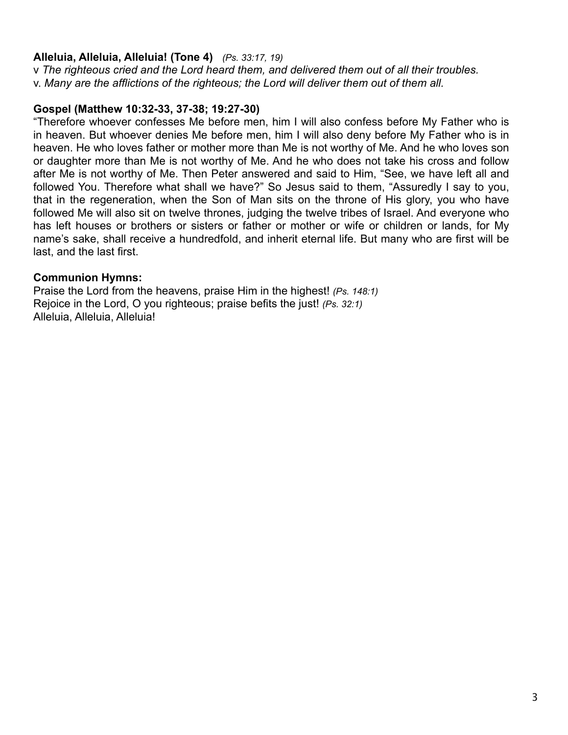**Alleluia, Alleluia, Alleluia! (Tone 4)** *(Ps. 33:17, 19)*

v *The righteous cried and the Lord heard them, and delivered them out of all their troubles.*

v. *Many are the afflictions of the righteous; the Lord will deliver them out of them all.*

**Gospel (Matthew 10:32-33, 37-38; 19:27-30)**

"Therefore whoever confesses Me before men, him I will also confess before My Father who is in heaven. But whoever denies Me before men, him I will also deny before My Father who is in heaven. He who loves father or mother more than Me is not worthy of Me. And he who loves son or daughter more than Me is not worthy of Me. And he who does not take his cross and follow after Me is not worthy of Me. Then Peter answered and said to Him, "See, we have left all and followed You. Therefore what shall we have?" So Jesus said to them, "Assuredly I say to you, that in the regeneration, when the Son of Man sits on the throne of His glory, you who have followed Me will also sit on twelve thrones, judging the twelve tribes of Israel. And everyone who has left houses or brothers or sisters or father or mother or wife or children or lands, for My name's sake, shall receive a hundredfold, and inherit eternal life. But many who are first will be last, and the last first.

**Communion Hymns:**

Praise the Lord from the heavens, praise Him in the highest! *(Ps. 148:1)*

Rejoice in the Lord, O you righteous; praise befits the just! *(Ps. 32:1)*

Alleluia, Alleluia, Alleluia!